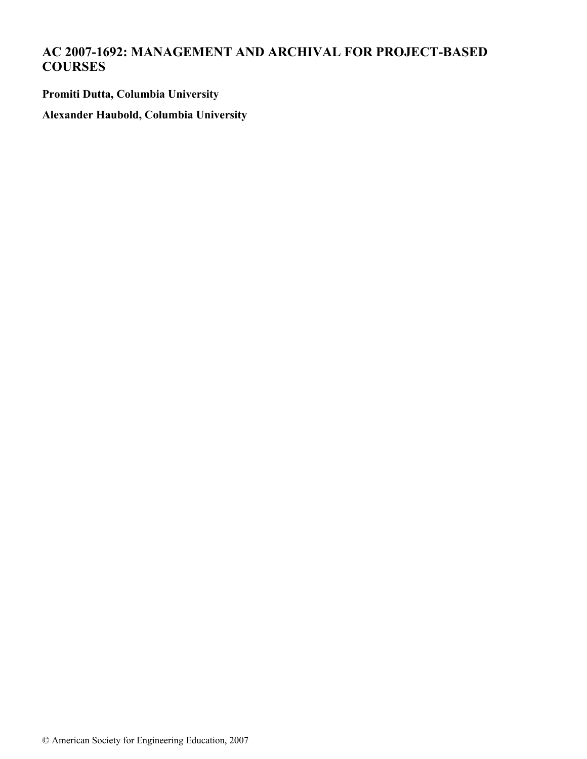# AC 2007-1692: MANAGEMENT AND ARCHIVAL FOR PROJECT-BASED COURSES

**Promiti Dutta, Columbia University**

**Alexander Haubold, Columbia University**

© American Society for Engineering Education, 2007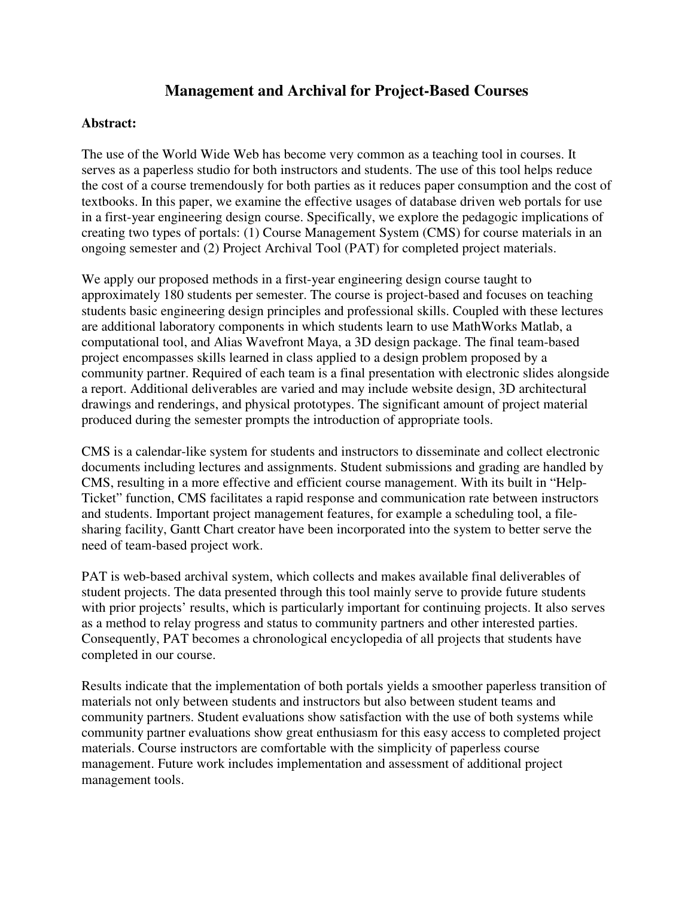# Management and Archival for Project-Based Courses

**Abstract:**

The use of the World Wide Web has become very common as a teaching tool in courses. It serves as a paperless studio for both instructors and students. The use of this tool helps reduce the cost of a course tremendously for both parties as it reduces paper consumption and the cost of textbooks. In this paper, we examine the effective usages of database driven web portals for use in a first-year engineering design course. Specifically, we explore the pedagogic implications of creating two types of portals: (1) Course Management System (CMS) for course materials in an ongoing semester and (2) Project Archival Tool (PAT) for completed project materials.

We apply our proposed methods in a first-year engineering design course taught to approximately 180 students per semester. The course is project-based and focuses on teaching students basic engineering design principles and professional skills. Coupled with these lectures are additional laboratory components in which students learn to use MathWorks Matlab, a computational tool, and Alias Wavefront Maya, a 3D design package. The final team-based project encompasses skills learned in class applied to a design problem proposed by a community partner. Required of each team is a final presentation with electronic slides alongside a report. Additional deliverables are varied and may include website design, 3D architectural drawings and renderings, and physical prototypes. The significant amount of project material produced during the semester prompts the introduction of appropriate tools.

CMS is a calendar-like system for students and instructors to disseminate and collect electronic documents including lectures and assignments. Student submissions and grading are handled by CMS, resulting in a more effective and efficient course management. With its built in "Help-Ticket" function, CMS facilitates a rapid response and communication rate between instructors and students. Important project management features, for example a scheduling tool, a file-sharing facility, Gantt Chart creator have been incorporated into the system to better serve the need of team-based project work.

PAT is web-based archival system, which collects and makes available final deliverables of student projects. The data presented through this tool mainly serve to provide future students with prior projects' results, which is particularly important for continuing projects. It also serves as a method to relay progress and status to community partners and other interested parties. Consequently, PAT becomes a chronological encyclopedia of all projects that students have completed in our course.

Results indicate that the implementation of both portals yields a smoother paperless transition of materials not only between students and instructors but also between student teams and community partners. Student evaluations show satisfaction with the use of both systems while community partner evaluations show great enthusiasm for this easy access to completed project materials. Course instructors are comfortable with the simplicity of paperless course management. Future work includes implementation and assessment of additional project management tools.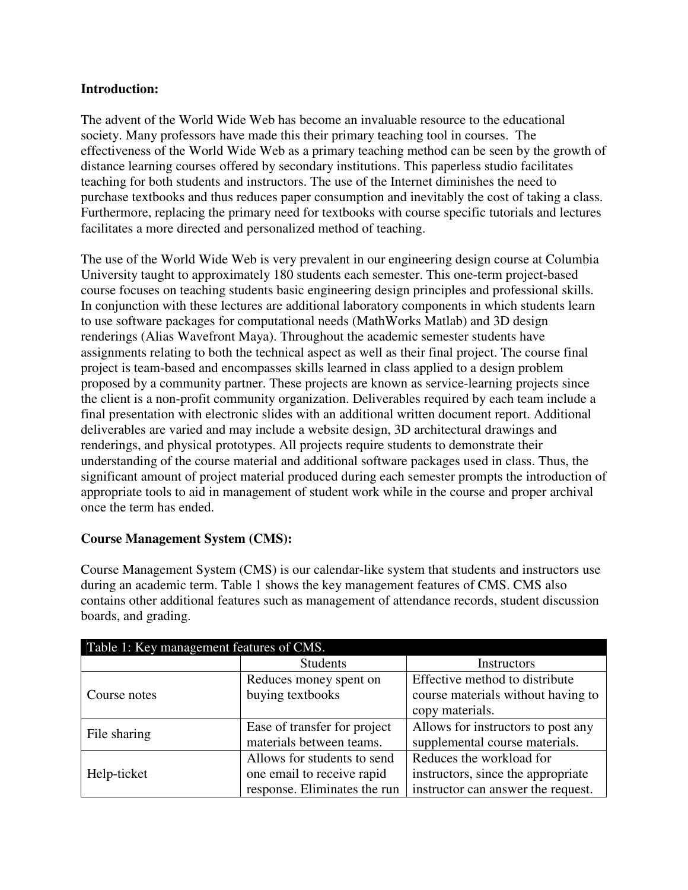**Introduction:**

The advent of the World Wide Web has become an invaluable resource to the educational society. Many professors have made this their primary teaching tool in courses. The effectiveness of the World Wide Web as a primary teaching method can be seen by the growth of distance learning courses offered by secondary institutions. This paperless studio facilitates teaching for both students and instructors. The use of the Internet diminishes the need to purchase textbooks and thus reduces paper consumption and inevitably the cost of taking a class. Furthermore, replacing the primary need for textbooks with course specific tutorials and lectures facilitates a more directed and personalized method of teaching.

The use of the World Wide Web is very prevalent in our engineering design course at Columbia University taught to approximately 180 students each semester. This one-term project-based course focuses on teaching students basic engineering design principles and professional skills. In conjunction with these lectures are additional laboratory components in which students learn to use software packages for computational needs (MathWorks Matlab) and 3D design renderings (Alias Wavefront Maya). Throughout the academic semester students have assignments relating to both the technical aspect as well as their final project. The course final project is team-based and encompasses skills learned in class applied to a design problem proposed by a community partner. These projects are known as service-learning projects since the client is a non-profit community organization. Deliverables required by each team include a final presentation with electronic slides with an additional written document report. Additional deliverables are varied and may include a website design, 3D architectural drawings and renderings, and physical prototypes. All projects require students to demonstrate their understanding of the course material and additional software packages used in class. Thus, the significant amount of project material produced during each semester prompts the introduction of appropriate tools to aid in management of student work while in the course and proper archival once the term has ended.

**Course Management System (CMS):**

Course Management System (CMS) is our calendar-like system that students and instructors use during an academic term. Table 1 shows the key management features of CMS. CMS also contains other additional features such as management of attendance records, student discussion boards, and grading.

Table 1: Key management features of CMS.

| | Students | Instructors |
|---|---|---|
| Course notes | Reduces money spent on buying textbooks | Effective method to distribute course materials without having to copy materials. |
| File sharing | Ease of transfer for project materials between teams. | Allows for instructors to post any supplemental course materials. |
| Help-ticket | Allows for students to send one email to receive rapid response. Eliminates the run | Reduces the workload for instructors, since the appropriate instructor can answer the request. |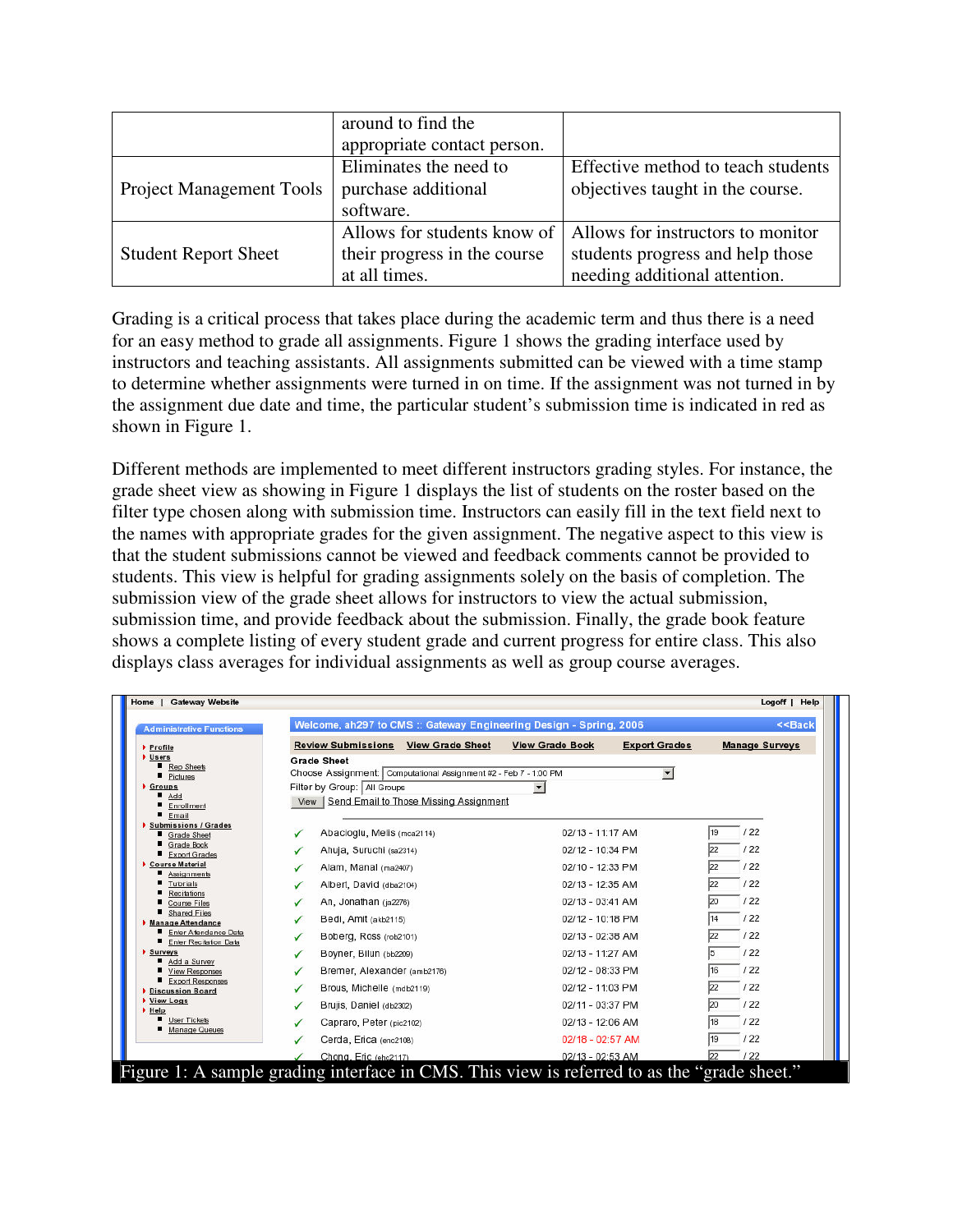|  | around to find the appropriate contact person. |  |
|---|---|---|
| Project Management Tools | Eliminates the need to purchase additional software. | Effective method to teach students objectives taught in the course. |
| Student Report Sheet | Allows for students know of their progress in the course at all times. | Allows for instructors to monitor students progress and help those needing additional attention. |

Grading is a critical process that takes place during the academic term and thus there is a need for an easy method to grade all assignments. Figure 1 shows the grading interface used by instructors and teaching assistants. All assignments submitted can be viewed with a time stamp to determine whether assignments were turned in on time. If the assignment was not turned in by the assignment due date and time, the particular student's submission time is indicated in red as shown in Figure 1.

Different methods are implemented to meet different instructors grading styles. For instance, the grade sheet view as showing in Figure 1 displays the list of students on the roster based on the filter type chosen along with submission time. Instructors can easily fill in the text field next to the names with appropriate grades for the given assignment. The negative aspect to this view is that the student submissions cannot be viewed and feedback comments cannot be provided to students. This view is helpful for grading assignments solely on the basis of completion. The submission view of the grade sheet allows for instructors to view the actual submission, submission time, and provide feedback about the submission. Finally, the grade book feature shows a complete listing of every student grade and current progress for entire class. This also displays class averages for individual assignments as well as group course averages.

Figure 1: A sample grading interface in CMS. This view is referred to as the "grade sheet."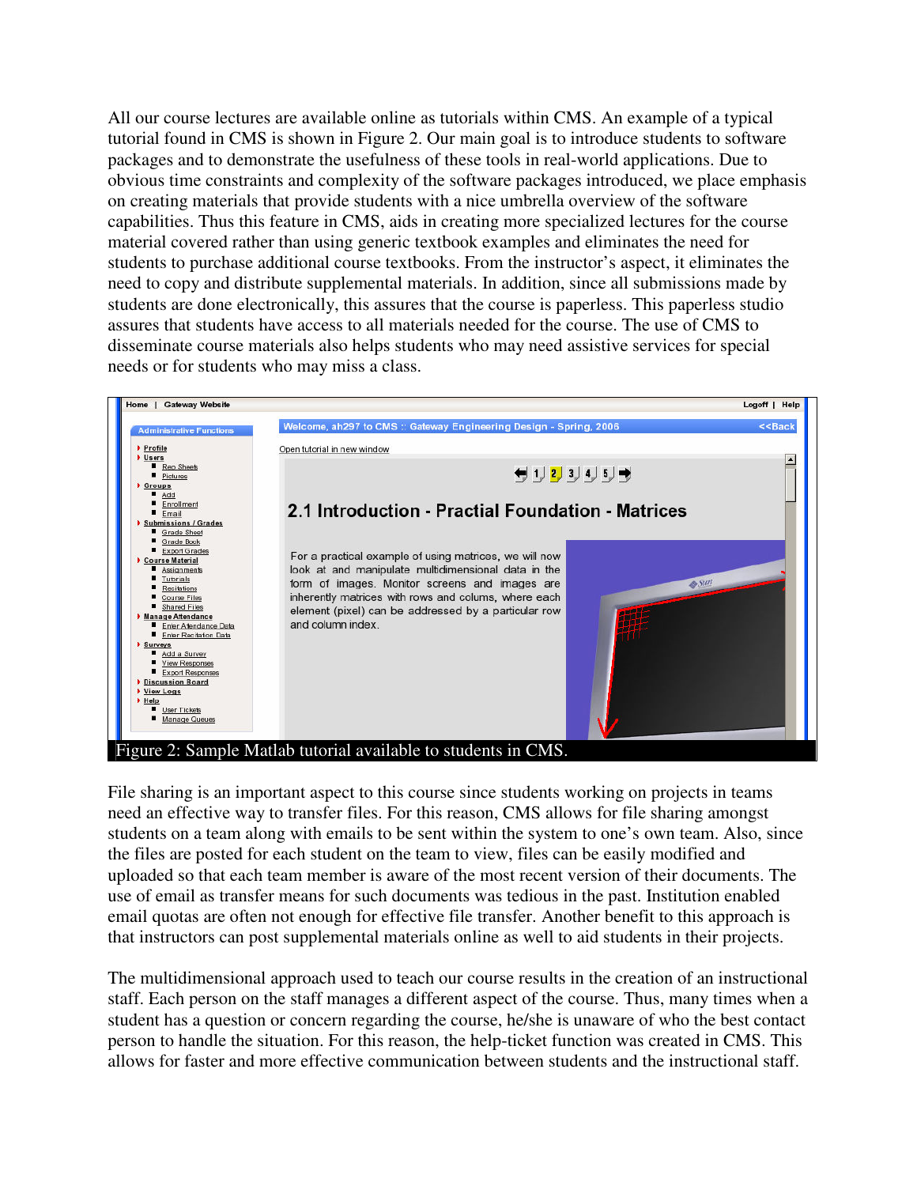All our course lectures are available online as tutorials within CMS. An example of a typical tutorial found in CMS is shown in Figure 2. Our main goal is to introduce students to software packages and to demonstrate the usefulness of these tools in real-world applications. Due to obvious time constraints and complexity of the software packages introduced, we place emphasis on creating materials that provide students with a nice umbrella overview of the software capabilities. Thus this feature in CMS, aids in creating more specialized lectures for the course material covered rather than using generic textbook examples and eliminates the need for students to purchase additional course textbooks. From the instructor's aspect, it eliminates the need to copy and distribute supplemental materials. In addition, since all submissions made by students are done electronically, this assures that the course is paperless. This paperless studio assures that students have access to all materials needed for the course. The use of CMS to disseminate course materials also helps students who may need assistive services for special needs or for students who may miss a class.

Figure 2: Sample Matlab tutorial available to students in CMS.

File sharing is an important aspect to this course since students working on projects in teams need an effective way to transfer files. For this reason, CMS allows for file sharing amongst students on a team along with emails to be sent within the system to one's own team. Also, since the files are posted for each student on the team to view, files can be easily modified and uploaded so that each team member is aware of the most recent version of their documents. The use of email as transfer means for such documents was tedious in the past. Institution enabled email quotas are often not enough for effective file transfer. Another benefit to this approach is that instructors can post supplemental materials online as well to aid students in their projects.

The multidimensional approach used to teach our course results in the creation of an instructional staff. Each person on the staff manages a different aspect of the course. Thus, many times when a student has a question or concern regarding the course, he/she is unaware of who the best contact person to handle the situation. For this reason, the help-ticket function was created in CMS. This allows for faster and more effective communication between students and the instructional staff.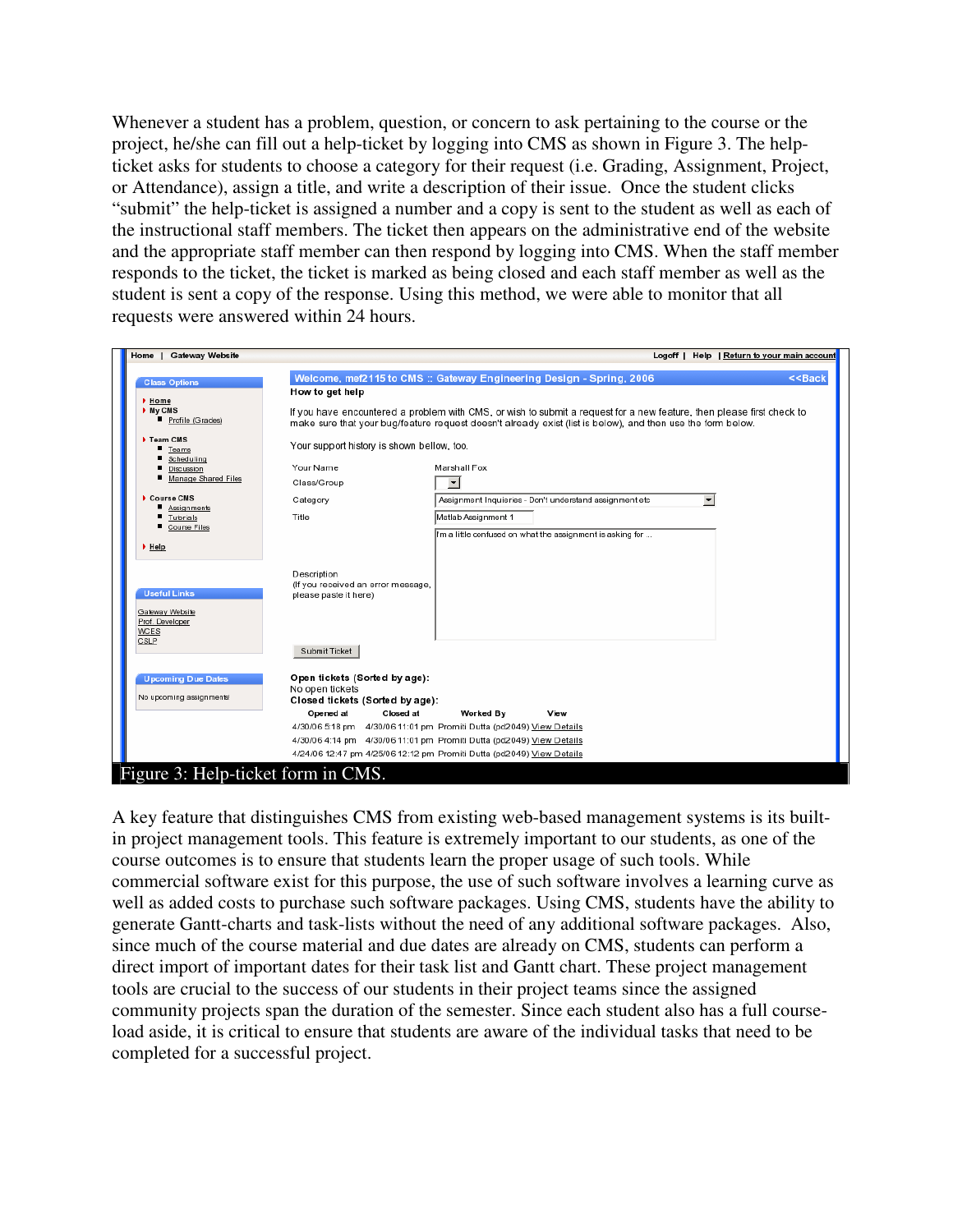Whenever a student has a problem, question, or concern to ask pertaining to the course or the project, he/she can fill out a help-ticket by logging into CMS as shown in Figure 3. The help-ticket asks for students to choose a category for their request (i.e. Grading, Assignment, Project, or Attendance), assign a title, and write a description of their issue. Once the student clicks "submit" the help-ticket is assigned a number and a copy is sent to the student as well as each of the instructional staff members. The ticket then appears on the administrative end of the website and the appropriate staff member can then respond by logging into CMS. When the staff member responds to the ticket, the ticket is marked as being closed and each staff member as well as the student is sent a copy of the response. Using this method, we were able to monitor that all requests were answered within 24 hours.

Figure 3: Help-ticket form in CMS.

A key feature that distinguishes CMS from existing web-based management systems is its built-in project management tools. This feature is extremely important to our students, as one of the course outcomes is to ensure that students learn the proper usage of such tools. While commercial software exist for this purpose, the use of such software involves a learning curve as well as added costs to purchase such software packages. Using CMS, students have the ability to generate Gantt-charts and task-lists without the need of any additional software packages. Also, since much of the course material and due dates are already on CMS, students can perform a direct import of important dates for their task list and Gantt chart. These project management tools are crucial to the success of our students in their project teams since the assigned community projects span the duration of the semester. Since each student also has a full course-load aside, it is critical to ensure that students are aware of the individual tasks that need to be completed for a successful project.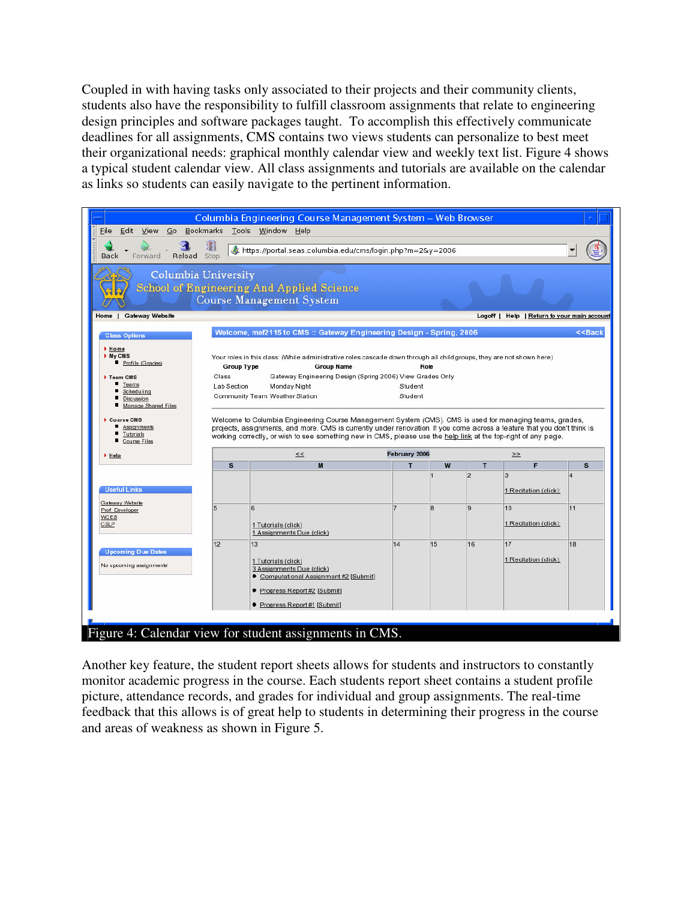Coupled in with having tasks only associated to their projects and their community clients, students also have the responsibility to fulfill classroom assignments that relate to engineering design principles and software packages taught. To accomplish this effectively communicate deadlines for all assignments, CMS contains two views students can personalize to best meet their organizational needs: graphical monthly calendar view and weekly text list. Figure 4 shows a typical student calendar view. All class assignments and tutorials are available on the calendar as links so students can easily navigate to the pertinent information.

Figure 4: Calendar view for student assignments in CMS.

Another key feature, the student report sheets allows for students and instructors to constantly monitor academic progress in the course. Each students report sheet contains a student profile picture, attendance records, and grades for individual and group assignments. The real-time feedback that this allows is of great help to students in determining their progress in the course and areas of weakness as shown in Figure 5.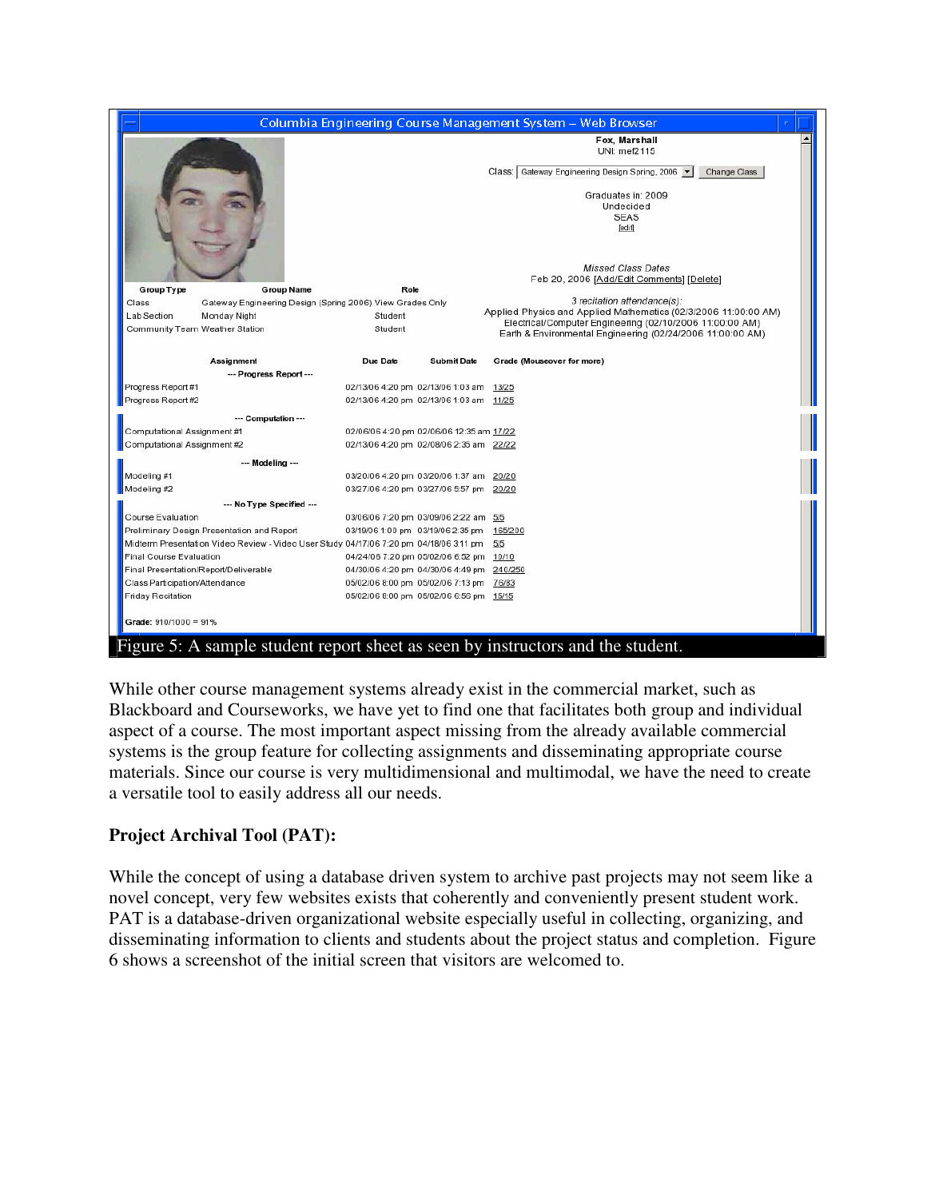Columbia Engineering Course Management System – Web Browser

Fox, Marshall
UNI: mef2115

Class: Gateway Engineering Design Spring, 2006 [Change Class]

Graduates in: 2009
Undecided
SEAS
[edit]

*Missed Class Dates*
Feb 20, 2006 [Add/Edit Comments] [Delete]

| Group Type | Group Name | Role |
|---|---|---|
| Class | Gateway Engineering Design (Spring 2006) | View Grades Only |
| Lab Section | Monday Night | Student |
| Community Team | Weather Station | Student |

*3 recitation attendance(s):*
Applied Physics and Applied Mathematics (02/3/2006 11:00:00 AM)
Electrical/Computer Engineering (02/10/2006 11:00:00 AM)
Earth & Environmental Engineering (02/24/2006 11:00:00 AM)

| Assignment | Due Date | Submit Date | Grade (Mouseover for more) |
|---|---|---|---|
| --- Progress Report --- | | | |
| Progress Report #1 | 02/13/06 4:20 pm | 02/13/06 1:03 am | 13/25 |
| Progress Report #2 | 02/13/06 4:20 pm | 02/13/06 1:03 am | 11/25 |
| --- Computation --- | | | |
| Computational Assignment #1 | 02/06/06 4:20 pm | 02/06/06 12:35 am | 17/22 |
| Computational Assignment #2 | 02/13/06 4:20 pm | 02/08/06 2:35 am | 22/22 |
| --- Modeling --- | | | |
| Modeling #1 | 03/20/06 4:20 pm | 03/20/06 1:37 am | 20/20 |
| Modeling #2 | 03/27/06 4:20 pm | 03/27/06 5:57 pm | 20/20 |
| --- No Type Specified --- | | | |
| Course Evaluation | 03/06/06 7:20 pm | 03/09/06 2:22 am | 5/5 |
| Preliminary Design Presentation and Report | 03/19/06 1:00 pm | 03/19/06 2:35 pm | 165/200 |
| Midterm Presentation Video Review - Video User Study | 04/17/06 7:20 pm | 04/18/06 3:11 pm | 5/5 |
| Final Course Evaluation | 04/24/06 7:20 pm | 05/02/06 6:52 pm | 10/10 |
| Final Presentation/Report/Deliverable | 04/30/06 4:20 pm | 04/30/06 4:49 pm | 240/250 |
| Class Participation/Attendance | 05/02/06 8:00 pm | 05/02/06 7:13 pm | 76/83 |
| Friday Recitation | 05/02/06 8:00 pm | 05/02/06 6:56 pm | 15/15 |

**Grade:** 910/1000 = 91%

Figure 5: A sample student report sheet as seen by instructors and the student.

While other course management systems already exist in the commercial market, such as Blackboard and Courseworks, we have yet to find one that facilitates both group and individual aspect of a course. The most important aspect missing from the already available commercial systems is the group feature for collecting assignments and disseminating appropriate course materials. Since our course is very multidimensional and multimodal, we have the need to create a versatile tool to easily address all our needs.

**Project Archival Tool (PAT):**

While the concept of using a database driven system to archive past projects may not seem like a novel concept, very few websites exists that coherently and conveniently present student work. PAT is a database-driven organizational website especially useful in collecting, organizing, and disseminating information to clients and students about the project status and completion. Figure 6 shows a screenshot of the initial screen that visitors are welcomed to.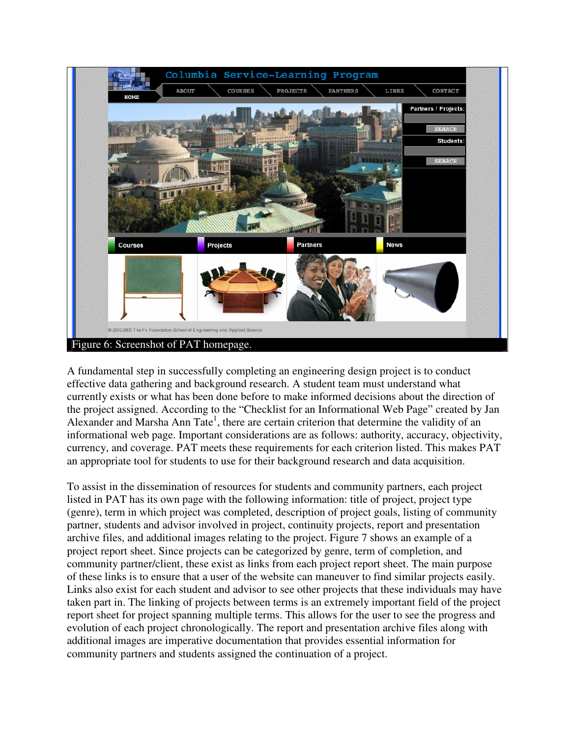Figure 6: Screenshot of PAT homepage.

A fundamental step in successfully completing an engineering design project is to conduct effective data gathering and background research. A student team must understand what currently exists or what has been done before to make informed decisions about the direction of the project assigned. According to the "Checklist for an Informational Web Page" created by Jan Alexander and Marsha Ann Tate[1], there are certain criterion that determine the validity of an informational web page. Important considerations are as follows: authority, accuracy, objectivity, currency, and coverage. PAT meets these requirements for each criterion listed. This makes PAT an appropriate tool for students to use for their background research and data acquisition.

To assist in the dissemination of resources for students and community partners, each project listed in PAT has its own page with the following information: title of project, project type (genre), term in which project was completed, description of project goals, listing of community partner, students and advisor involved in project, continuity projects, report and presentation archive files, and additional images relating to the project. Figure 7 shows an example of a project report sheet. Since projects can be categorized by genre, term of completion, and community partner/client, these exist as links from each project report sheet. The main purpose of these links is to ensure that a user of the website can maneuver to find similar projects easily. Links also exist for each student and advisor to see other projects that these individuals may have taken part in. The linking of projects between terms is an extremely important field of the project report sheet for project spanning multiple terms. This allows for the user to see the progress and evolution of each project chronologically. The report and presentation archive files along with additional images are imperative documentation that provides essential information for community partners and students assigned the continuation of a project.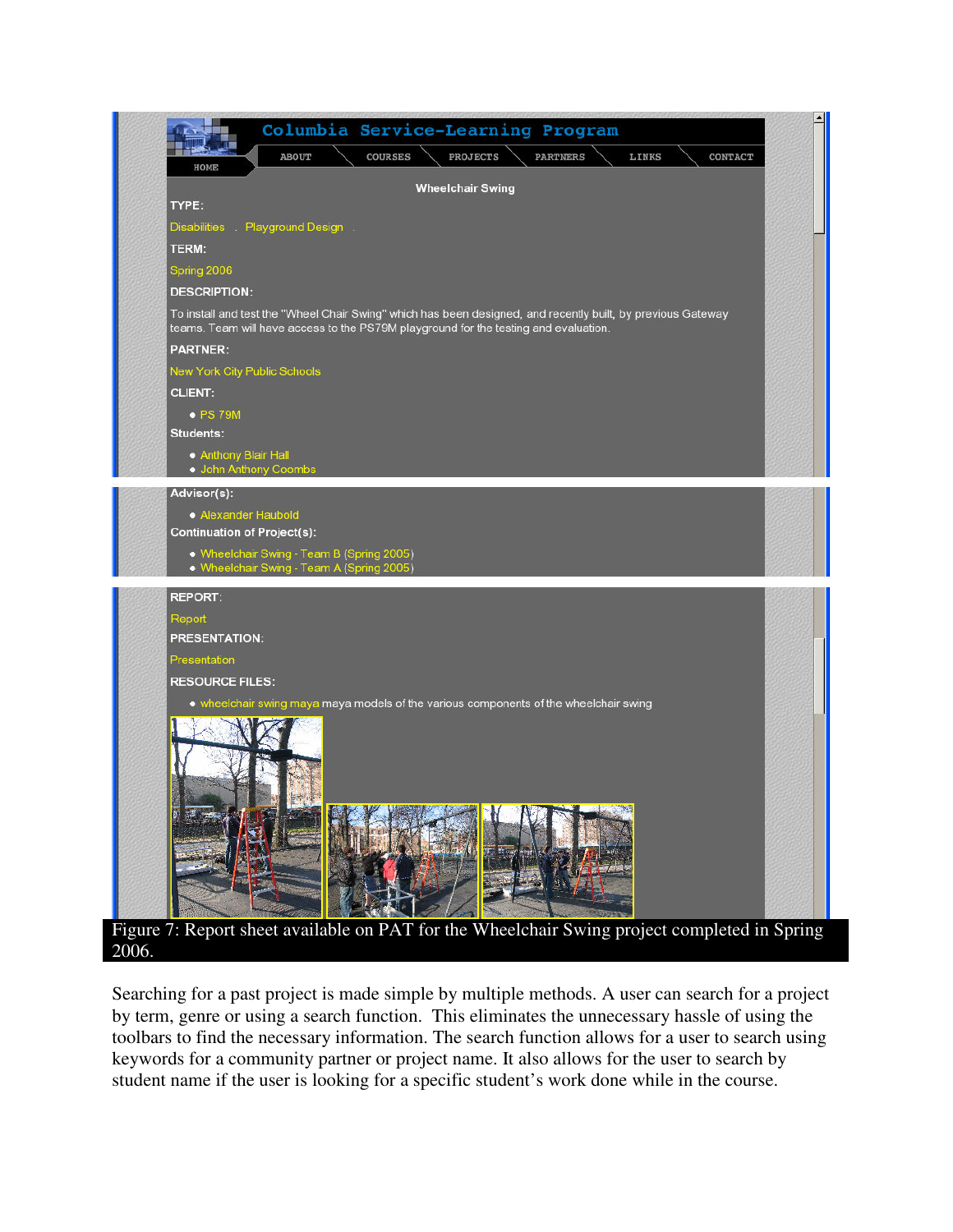Columbia Service-Learning Program

HOME | ABOUT | COURSES | PROJECTS | PARTNERS | LINKS | CONTACT

**Wheelchair Swing**

**TYPE:**

Disabilities . Playground Design .

**TERM:**

Spring 2006

**DESCRIPTION:**

To install and test the "Wheel Chair Swing" which has been designed, and recently built, by previous Gateway teams. Team will have access to the PS79M playground for the testing and evaluation.

**PARTNER:**

New York City Public Schools

**CLIENT:**

- PS 79M

**Students:**

- Anthony Blair Hall
- John Anthony Coombs

**Advisor(s):**

- Alexander Haubold

**Continuation of Project(s):**

- Wheelchair Swing - Team B (Spring 2005)
- Wheelchair Swing - Team A (Spring 2005)

**REPORT:**

Report

**PRESENTATION:**

Presentation

**RESOURCE FILES:**

- wheelchair swing maya maya models of the various components of the wheelchair swing

Figure 7: Report sheet available on PAT for the Wheelchair Swing project completed in Spring 2006.

Searching for a past project is made simple by multiple methods. A user can search for a project by term, genre or using a search function. This eliminates the unnecessary hassle of using the toolbars to find the necessary information. The search function allows for a user to search using keywords for a community partner or project name. It also allows for the user to search by student name if the user is looking for a specific student's work done while in the course.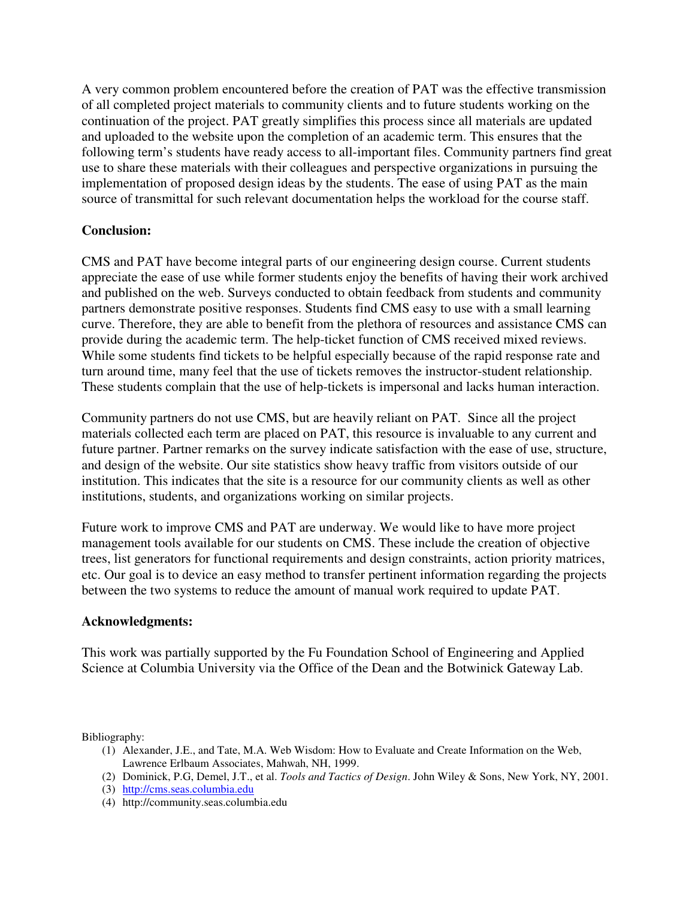A very common problem encountered before the creation of PAT was the effective transmission of all completed project materials to community clients and to future students working on the continuation of the project. PAT greatly simplifies this process since all materials are updated and uploaded to the website upon the completion of an academic term. This ensures that the following term's students have ready access to all-important files. Community partners find great use to share these materials with their colleagues and perspective organizations in pursuing the implementation of proposed design ideas by the students. The ease of using PAT as the main source of transmittal for such relevant documentation helps the workload for the course staff.

**Conclusion:**

CMS and PAT have become integral parts of our engineering design course. Current students appreciate the ease of use while former students enjoy the benefits of having their work archived and published on the web. Surveys conducted to obtain feedback from students and community partners demonstrate positive responses. Students find CMS easy to use with a small learning curve. Therefore, they are able to benefit from the plethora of resources and assistance CMS can provide during the academic term. The help-ticket function of CMS received mixed reviews. While some students find tickets to be helpful especially because of the rapid response rate and turn around time, many feel that the use of tickets removes the instructor-student relationship. These students complain that the use of help-tickets is impersonal and lacks human interaction.

Community partners do not use CMS, but are heavily reliant on PAT. Since all the project materials collected each term are placed on PAT, this resource is invaluable to any current and future partner. Partner remarks on the survey indicate satisfaction with the ease of use, structure, and design of the website. Our site statistics show heavy traffic from visitors outside of our institution. This indicates that the site is a resource for our community clients as well as other institutions, students, and organizations working on similar projects.

Future work to improve CMS and PAT are underway. We would like to have more project management tools available for our students on CMS. These include the creation of objective trees, list generators for functional requirements and design constraints, action priority matrices, etc. Our goal is to device an easy method to transfer pertinent information regarding the projects between the two systems to reduce the amount of manual work required to update PAT.

**Acknowledgments:**

This work was partially supported by the Fu Foundation School of Engineering and Applied Science at Columbia University via the Office of the Dean and the Botwinick Gateway Lab.

Bibliography:

1. Alexander, J.E., and Tate, M.A. Web Wisdom: How to Evaluate and Create Information on the Web, Lawrence Erlbaum Associates, Mahwah, NH, 1999.
2. Dominick, P.G, Demel, J.T., et al. *Tools and Tactics of Design*. John Wiley & Sons, New York, NY, 2001.
3. http://cms.seas.columbia.edu
4. http://community.seas.columbia.edu